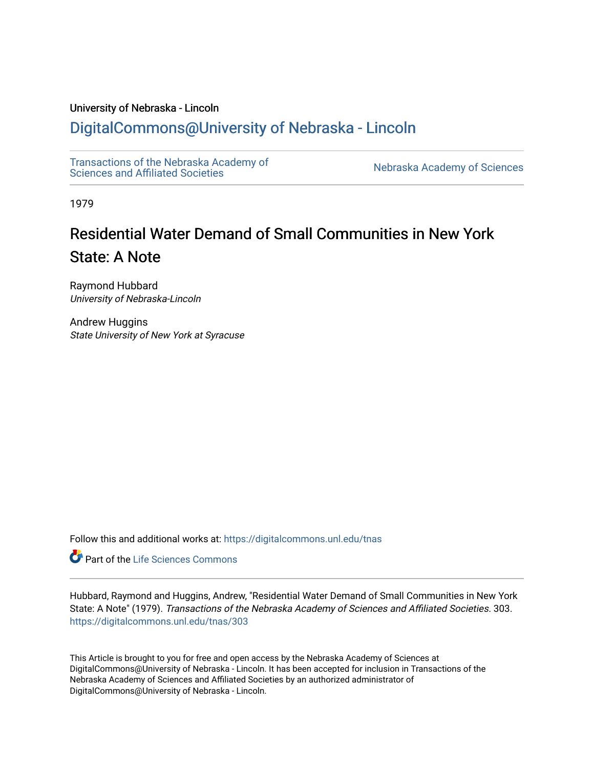University of Nebraska - Lincoln

## DigitalCommons@University of Nebraska - Lincoln

Transactions of the Nebraska Academy of Sciences and Affiliated Societies

Nebraska Academy of Sciences

1979

# Residential Water Demand of Small Communities in New York State: A Note

Raymond Hubbard
*University of Nebraska-Lincoln*

Andrew Huggins
*State University of New York at Syracuse*

Follow this and additional works at: https://digitalcommons.unl.edu/tnas

Part of the Life Sciences Commons

Hubbard, Raymond and Huggins, Andrew, "Residential Water Demand of Small Communities in New York State: A Note" (1979). *Transactions of the Nebraska Academy of Sciences and Affiliated Societies*. 303. https://digitalcommons.unl.edu/tnas/303

This Article is brought to you for free and open access by the Nebraska Academy of Sciences at DigitalCommons@University of Nebraska - Lincoln. It has been accepted for inclusion in Transactions of the Nebraska Academy of Sciences and Affiliated Societies by an authorized administrator of DigitalCommons@University of Nebraska - Lincoln.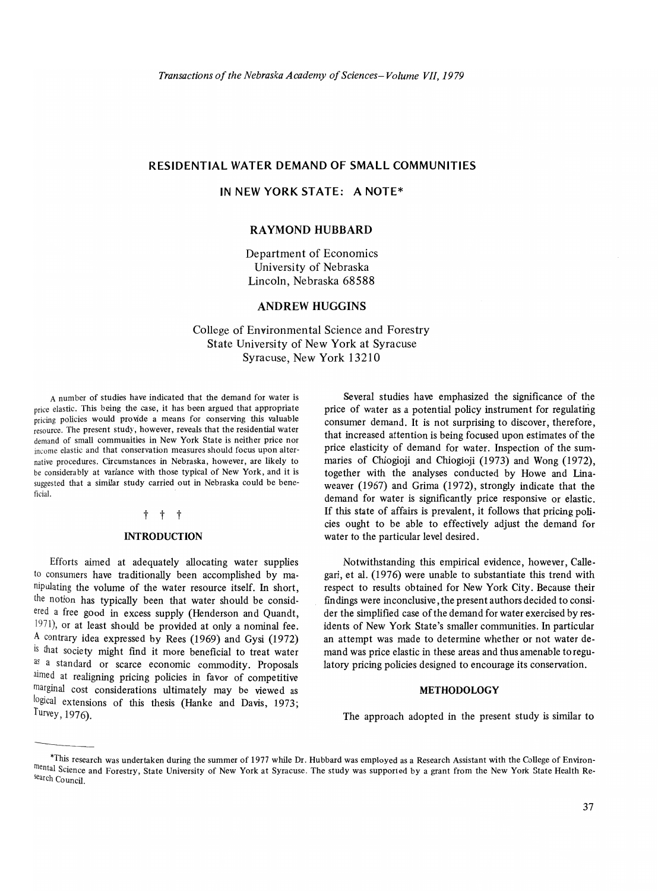# RESIDENTIAL WATER DEMAND OF SMALL COMMUNITIES IN NEW YORK STATE: A NOTE*

## RAYMOND HUBBARD

Department of Economics
University of Nebraska
Lincoln, Nebraska 68588

## ANDREW HUGGINS

College of Environmental Science and Forestry
State University of New York at Syracuse
Syracuse, New York 13210

A number of studies have indicated that the demand for water is price elastic. This being the case, it has been argued that appropriate pricing policies would provide a means for conserving this valuable resource. The present study, however, reveals that the residential water demand of small communities in New York State is neither price nor income elastic and that conservation measures should focus upon alternative procedures. Circumstances in Nebraska, however, are likely to be considerably at variance with those typical of New York, and it is suggested that a similar study carried out in Nebraska could be beneficial.

† † †

## INTRODUCTION

Efforts aimed at adequately allocating water supplies to consumers have traditionally been accomplished by manipulating the volume of the water resource itself. In short, the notion has typically been that water should be considered a free good in excess supply (Henderson and Quandt, 1971), or at least should be provided at only a nominal fee. A contrary idea expressed by Rees (1969) and Gysi (1972) is that society might find it more beneficial to treat water as a standard or scarce economic commodity. Proposals aimed at realigning pricing policies in favor of competitive marginal cost considerations ultimately may be viewed as logical extensions of this thesis (Hanke and Davis, 1973; Turvey, 1976).

Several studies have emphasized the significance of the price of water as a potential policy instrument for regulating consumer demand. It is not surprising to discover, therefore, that increased attention is being focused upon estimates of the price elasticity of demand for water. Inspection of the summaries of Chiogioji and Chiogioji (1973) and Wong (1972), together with the analyses conducted by Howe and Linaweaver (1967) and Grima (1972), strongly indicate that the demand for water is significantly price responsive or elastic. If this state of affairs is prevalent, it follows that pricing policies ought to be able to effectively adjust the demand for water to the particular level desired.

Notwithstanding this empirical evidence, however, Callegari, et al. (1976) were unable to substantiate this trend with respect to results obtained for New York City. Because their findings were inconclusive, the present authors decided to consider the simplified case of the demand for water exercised by residents of New York State's smaller communities. In particular an attempt was made to determine whether or not water demand was price elastic in these areas and thus amenable to regulatory pricing policies designed to encourage its conservation.

## METHODOLOGY

The approach adopted in the present study is similar to

*This research was undertaken during the summer of 1977 while Dr. Hubbard was employed as a Research Assistant with the College of Environmental Science and Forestry, State University of New York at Syracuse. The study was supported by a grant from the New York State Health Research Council.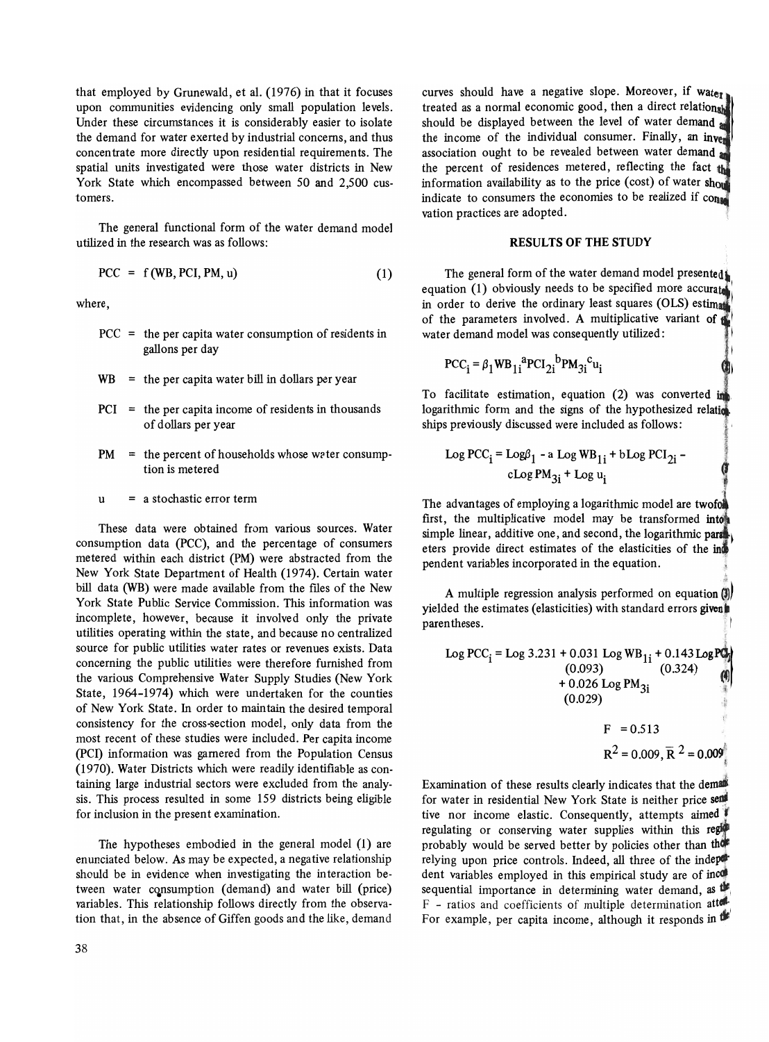that employed by Grunewald, et al. (1976) in that it focuses upon communities evidencing only small population levels. Under these circumstances it is considerably easier to isolate the demand for water exerted by industrial concerns, and thus concentrate more directly upon residential requirements. The spatial units investigated were those water districts in New York State which encompassed between 50 and 2,500 customers.

The general functional form of the water demand model utilized in the research was as follows:

$$PCC = f(WB, PCI, PM, u) \tag{1}$$

where,

- PCC = the per capita water consumption of residents in gallons per day
- WB = the per capita water bill in dollars per year
- PCI = the per capita income of residents in thousands of dollars per year
- PM = the percent of households whose water consumption is metered
- u = a stochastic error term

These data were obtained from various sources. Water consumption data (PCC), and the percentage of consumers metered within each district (PM) were abstracted from the New York State Department of Health (1974). Certain water bill data (WB) were made available from the files of the New York State Public Service Commission. This information was incomplete, however, because it involved only the private utilities operating within the state, and because no centralized source for public utilities water rates or revenues exists. Data concerning the public utilities were therefore furnished from the various Comprehensive Water Supply Studies (New York State, 1964-1974) which were undertaken for the counties of New York State. In order to maintain the desired temporal consistency for the cross-section model, only data from the most recent of these studies were included. Per capita income (PCI) information was garnered from the Population Census (1970). Water Districts which were readily identifiable as containing large industrial sectors were excluded from the analysis. This process resulted in some 159 districts being eligible for inclusion in the present examination.

The hypotheses embodied in the general model (1) are enunciated below. As may be expected, a negative relationship should be in evidence when investigating the interaction between water consumption (demand) and water bill (price) variables. This relationship follows directly from the observation that, in the absence of Giffen goods and the like, demand curves should have a negative slope. Moreover, if water is treated as a normal economic good, then a direct relationship should be displayed between the level of water demand and the income of the individual consumer. Finally, an inverse association ought to be revealed between water demand and the percent of residences metered, reflecting the fact that information availability as to the price (cost) of water should indicate to consumers the economies to be realized if conservation practices are adopted.

## RESULTS OF THE STUDY

The general form of the water demand model presented in equation (1) obviously needs to be specified more accurately in order to derive the ordinary least squares (OLS) estimates of the parameters involved. A multiplicative variant of the water demand model was consequently utilized:

$$PCC_i = \beta_1 WB_{1i}{}^{a} PCI_{2i}{}^{b} PM_{3i}{}^{c} u_i \tag{2}$$

To facilitate estimation, equation (2) was converted into logarithmic form and the signs of the hypothesized relationships previously discussed were included as follows:

$$\text{Log } PCC_i = \text{Log}\beta_1 - a \text{ Log } WB_{1i} + b\text{Log } PCI_{2i} - c\text{Log } PM_{3i} + \text{Log } u_i \tag{3}$$

The advantages of employing a logarithmic model are twofold: first, the multiplicative model may be transformed into a simple linear, additive one, and second, the logarithmic parameters provide direct estimates of the elasticities of the independent variables incorporated in the equation.

A multiple regression analysis performed on equation (3) yielded the estimates (elasticities) with standard errors given in parentheses.

$$\begin{aligned}\text{Log } PCC_i = \text{Log } 3.231 &+ \underset{(0.093)}{0.031} \text{ Log } WB_{1i} + \underset{(0.324)}{0.143} \text{ Log } PCI_{2i} \\ &+ \underset{(0.029)}{0.026} \text{ Log } PM_{3i}\end{aligned} \tag{4}$$

$$F = 0.513$$

$$R^2 = 0.009, \bar{R}^2 = 0.009$$

Examination of these results clearly indicates that the demand for water in residential New York State is neither price sensitive nor income elastic. Consequently, attempts aimed at regulating or conserving water supplies within this region probably would be served better by policies other than those relying upon price controls. Indeed, all three of the independent variables employed in this empirical study are of inconsequential importance in determining water demand, as the F - ratios and coefficients of multiple determination attest. For example, per capita income, although it responds in the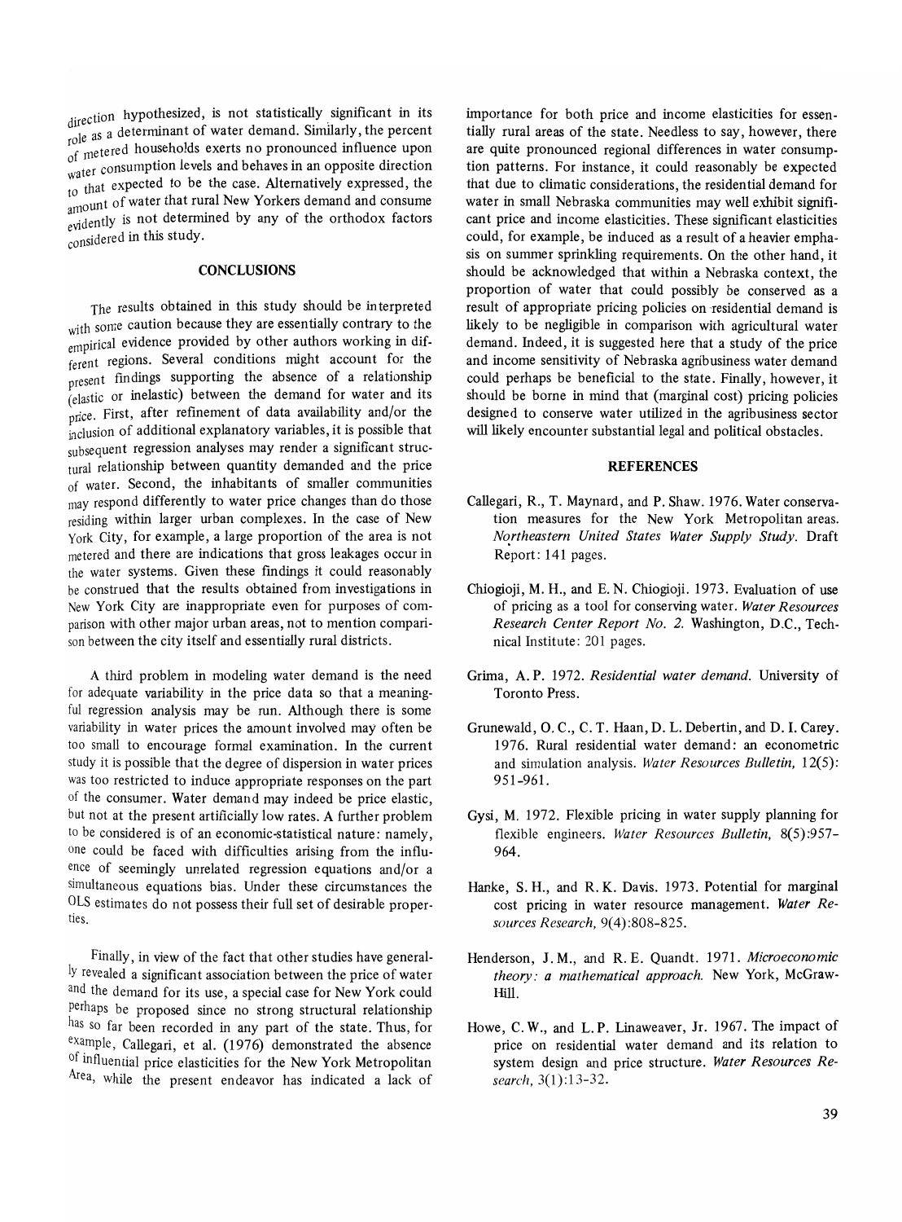direction hypothesized, is not statistically significant in its role as a determinant of water demand. Similarly, the percent of metered households exerts no pronounced influence upon water consumption levels and behaves in an opposite direction to that expected to be the case. Alternatively expressed, the amount of water that rural New Yorkers demand and consume evidently is not determined by any of the orthodox factors considered in this study.

## CONCLUSIONS

The results obtained in this study should be interpreted with some caution because they are essentially contrary to the empirical evidence provided by other authors working in different regions. Several conditions might account for the present findings supporting the absence of a relationship (elastic or inelastic) between the demand for water and its price. First, after refinement of data availability and/or the inclusion of additional explanatory variables, it is possible that subsequent regression analyses may render a significant structural relationship between quantity demanded and the price of water. Second, the inhabitants of smaller communities may respond differently to water price changes than do those residing within larger urban complexes. In the case of New York City, for example, a large proportion of the area is not metered and there are indications that gross leakages occur in the water systems. Given these findings it could reasonably be construed that the results obtained from investigations in New York City are inappropriate even for purposes of comparison with other major urban areas, not to mention comparison between the city itself and essentially rural districts.

A third problem in modeling water demand is the need for adequate variability in the price data so that a meaningful regression analysis may be run. Although there is some variability in water prices the amount involved may often be too small to encourage formal examination. In the current study it is possible that the degree of dispersion in water prices was too restricted to induce appropriate responses on the part of the consumer. Water demand may indeed be price elastic, but not at the present artificially low rates. A further problem to be considered is of an economic-statistical nature: namely, one could be faced with difficulties arising from the influence of seemingly unrelated regression equations and/or a simultaneous equations bias. Under these circumstances the OLS estimates do not possess their full set of desirable properties.

Finally, in view of the fact that other studies have generally revealed a significant association between the price of water and the demand for its use, a special case for New York could perhaps be proposed since no strong structural relationship has so far been recorded in any part of the state. Thus, for example, Callegari, et al. (1976) demonstrated the absence of influential price elasticities for the New York Metropolitan Area, while the present endeavor has indicated a lack of importance for both price and income elasticities for essentially rural areas of the state. Needless to say, however, there are quite pronounced regional differences in water consumption patterns. For instance, it could reasonably be expected that due to climatic considerations, the residential demand for water in small Nebraska communities may well exhibit significant price and income elasticities. These significant elasticities could, for example, be induced as a result of a heavier emphasis on summer sprinkling requirements. On the other hand, it should be acknowledged that within a Nebraska context, the proportion of water that could possibly be conserved as a result of appropriate pricing policies on residential demand is likely to be negligible in comparison with agricultural water demand. Indeed, it is suggested here that a study of the price and income sensitivity of Nebraska agribusiness water demand could perhaps be beneficial to the state. Finally, however, it should be borne in mind that (marginal cost) pricing policies designed to conserve water utilized in the agribusiness sector will likely encounter substantial legal and political obstacles.

## REFERENCES

Callegari, R., T. Maynard, and P. Shaw. 1976. Water conservation measures for the New York Metropolitan areas. *Northeastern United States Water Supply Study.* Draft Report: 141 pages.

Chiogioji, M. H., and E. N. Chiogioji. 1973. Evaluation of use of pricing as a tool for conserving water. *Water Resources Research Center Report No. 2.* Washington, D.C., Technical Institute: 201 pages.

Grima, A. P. 1972. *Residential water demand.* University of Toronto Press.

Grunewald, O. C., C. T. Haan, D. L. Debertin, and D. I. Carey. 1976. Rural residential water demand: an econometric and simulation analysis. *Water Resources Bulletin,* 12(5): 951-961.

Gysi, M. 1972. Flexible pricing in water supply planning for flexible engineers. *Water Resources Bulletin,* 8(5):957-964.

Hanke, S. H., and R. K. Davis. 1973. Potential for marginal cost pricing in water resource management. *Water Resources Research,* 9(4):808-825.

Henderson, J. M., and R. E. Quandt. 1971. *Microeconomic theory: a mathematical approach.* New York, McGraw-Hill.

Howe, C. W., and L. P. Linaweaver, Jr. 1967. The impact of price on residential water demand and its relation to system design and price structure. *Water Resources Research,* 3(1):13-32.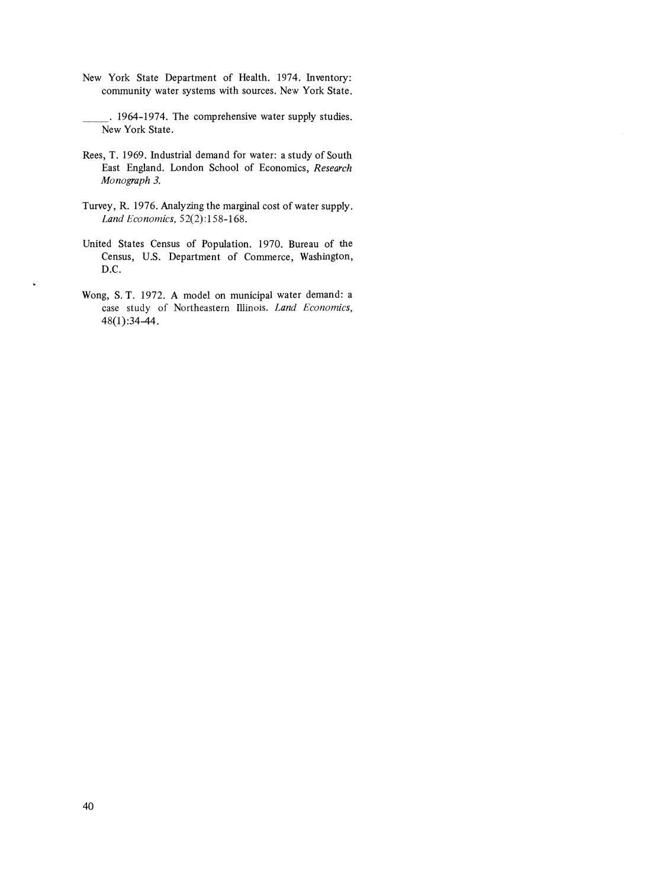New York State Department of Health. 1974. Inventory: community water systems with sources. New York State.

_____. 1964-1974. The comprehensive water supply studies. New York State.

Rees, T. 1969. Industrial demand for water: a study of South East England. London School of Economics, *Research Monograph 3.*

Turvey, R. 1976. Analyzing the marginal cost of water supply. *Land Economics,* 52(2):158-168.

United States Census of Population. 1970. Bureau of the Census, U.S. Department of Commerce, Washington, D.C.

Wong, S. T. 1972. A model on municipal water demand: a case study of Northeastern Illinois. *Land Economics,* 48(1):34-44.